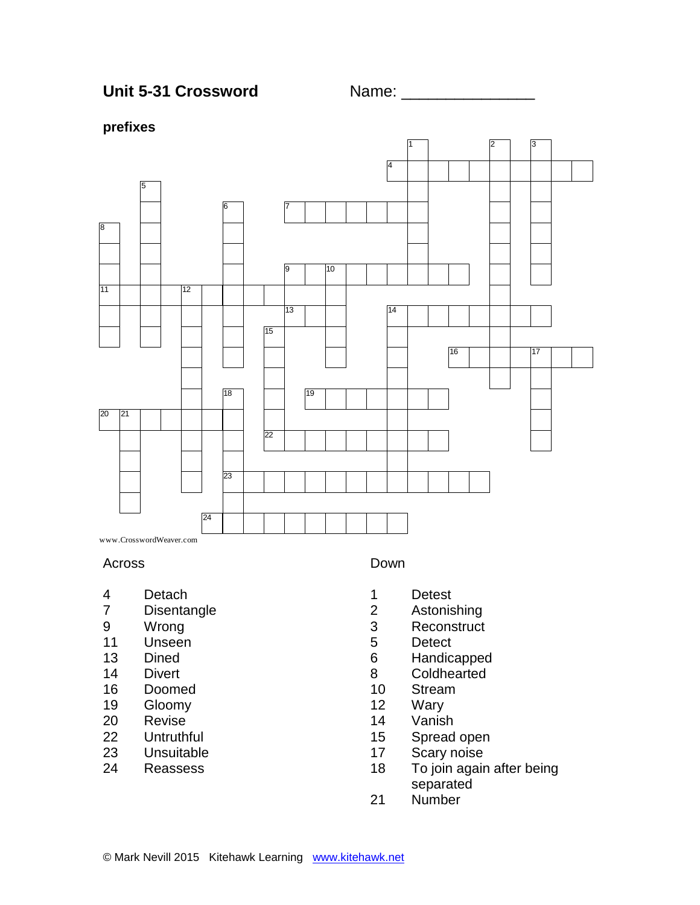# Unit 5-31 Crossword

Name: _______________

**prefixes**

www.CrosswordWeaver.com

## Across

4 Detach
7 Disentangle
9 Wrong
11 Unseen
13 Dined
14 Divert
16 Doomed
19 Gloomy
20 Revise
22 Untruthful
23 Unsuitable
24 Reassess

## Down

1 Detest
2 Astonishing
3 Reconstruct
5 Detect
6 Handicapped
8 Coldhearted
10 Stream
12 Wary
14 Vanish
15 Spread open
17 Scary noise
18 To join again after being separated
21 Number

© Mark Nevill 2015 Kitehawk Learning www.kitehawk.net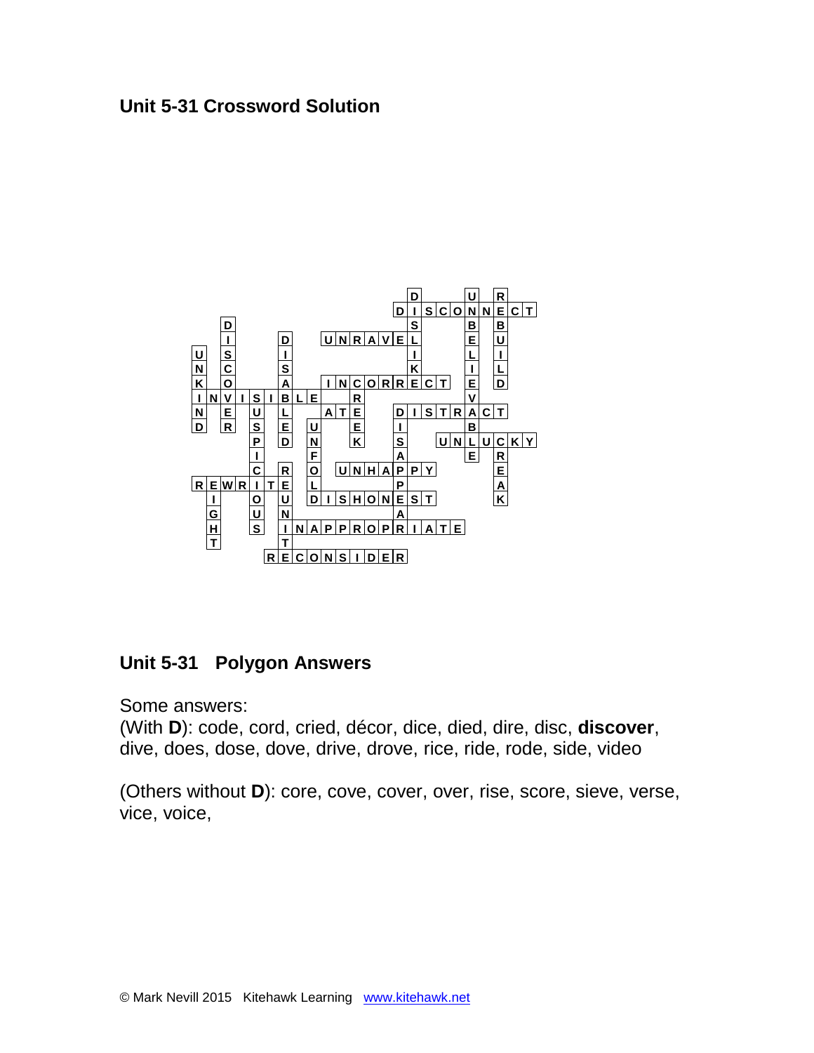## Unit 5-31 Crossword Solution

## Unit 5-31 Polygon Answers

Some answers:
(With **D**): code, cord, cried, décor, dice, died, dire, disc, **discover**, dive, does, dose, dove, drive, drove, rice, ride, rode, side, video

(Others without **D**): core, cove, cover, over, rise, score, sieve, verse, vice, voice,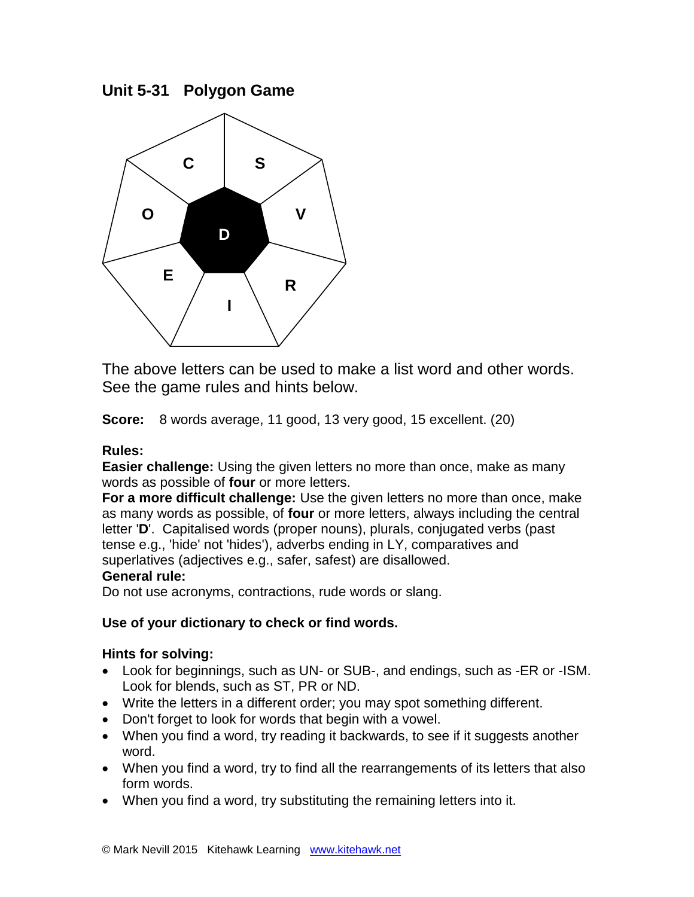## Unit 5-31 Polygon Game

C S V R I E O D

The above letters can be used to make a list word and other words. See the game rules and hints below.

**Score:** 8 words average, 11 good, 13 very good, 15 excellent. (20)

**Rules:**
**Easier challenge:** Using the given letters no more than once, make as many words as possible of **four** or more letters.
**For a more difficult challenge:** Use the given letters no more than once, make as many words as possible, of **four** or more letters, always including the central letter '**D**'. Capitalised words (proper nouns), plurals, conjugated verbs (past tense e.g., 'hide' not 'hides'), adverbs ending in LY, comparatives and superlatives (adjectives e.g., safer, safest) are disallowed.
**General rule:**
Do not use acronyms, contractions, rude words or slang.

**Use of your dictionary to check or find words.**

**Hints for solving:**

- Look for beginnings, such as UN- or SUB-, and endings, such as -ER or -ISM. Look for blends, such as ST, PR or ND.
- Write the letters in a different order; you may spot something different.
- Don't forget to look for words that begin with a vowel.
- When you find a word, try reading it backwards, to see if it suggests another word.
- When you find a word, try to find all the rearrangements of its letters that also form words.
- When you find a word, try substituting the remaining letters into it.

© Mark Nevill 2015 Kitehawk Learning www.kitehawk.net